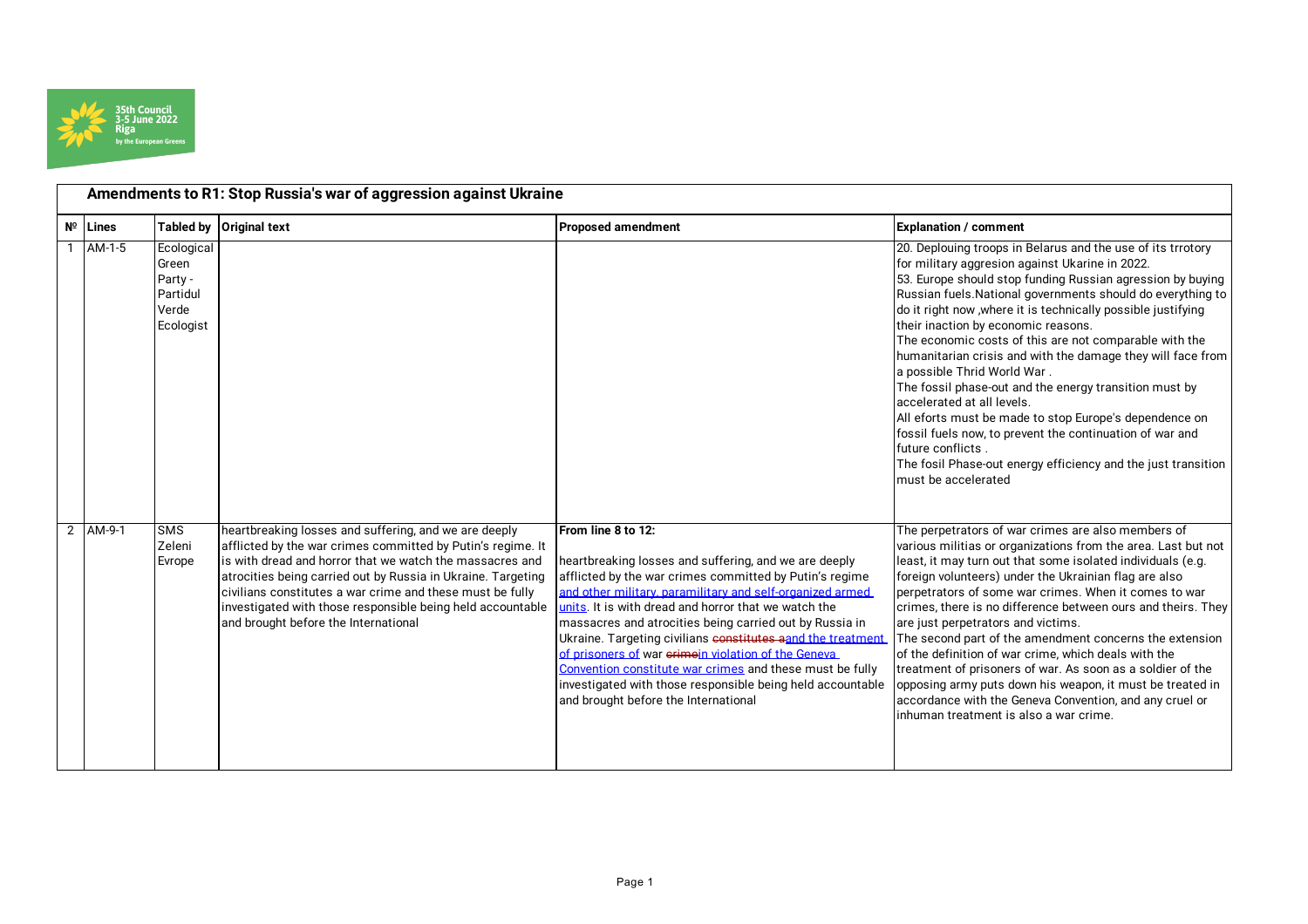35th Council
3-5 June 2022
Riga
by the European Greens

## Amendments to R1: Stop Russia's war of aggression against Ukraine

| Nº | Lines | Tabled by | Original text | Proposed amendment | Explanation / comment |
|---|---|---|---|---|---|
| 1 | AM-1-5 | Ecological Green Party - Partidul Verde Ecologist | | | 20. Deplouing troops in Belarus and the use of its trrotory for military aggresion against Ukarine in 2022.<br>53. Europe should stop funding Russian agresion by buying Russian fuels.National governments should do everything to do it right now ,where it is technically possible justifying their inaction by economic reasons.<br>The economic costs of this are not comparable with the humanitarian crisis and with the damage they will face from a possible Thrid World War .<br>The fossil phase-out and the energy transition must by accelerated at all levels.<br>All eforts must be made to stop Europe's dependence on fossil fuels now, to prevent the continuation of war and future conflicts .<br>The fosil Phase-out energy efficiency and the just transition must be accelerated |
| 2 | AM-9-1 | SMS Zeleni Evrope | heartbreaking losses and suffering, and we are deeply afflicted by the war crimes committed by Putin's regime. It is with dread and horror that we watch the massacres and atrocities being carried out by Russia in Ukraine. Targeting civilians constitutes a war crime and these must be fully investigated with those responsible being held accountable and brought before the International | **From line 8 to 12:**<br><br>heartbreaking losses and suffering, and we are deeply afflicted by the war crimes committed by Putin's regime <u>and other military, paramilitary and self-organized armed units</u>. It is with dread and horror that we watch the massacres and atrocities being carried out by Russia in Ukraine. Targeting civilians ~~constitutes a~~<u>and the treatment of prisoners of</u> war ~~crime~~<u>in violation of the Geneva Convention constitute war crimes</u> and these must be fully investigated with those responsible being held accountable and brought before the International | The perpetrators of war crimes are also members of various militias or organizations from the area. Last but not least, it may turn out that some isolated individuals (e.g. foreign volunteers) under the Ukrainian flag are also perpetrators of some war crimes. When it comes to war crimes, there is no difference between ours and theirs. They are just perpetrators and victims.<br>The second part of the amendment concerns the extension of the definition of war crime, which deals with the treatment of prisoners of war. As soon as a soldier of the opposing army puts down his weapon, it must be treated in accordance with the Geneva Convention, and any cruel or inhuman treatment is also a war crime. |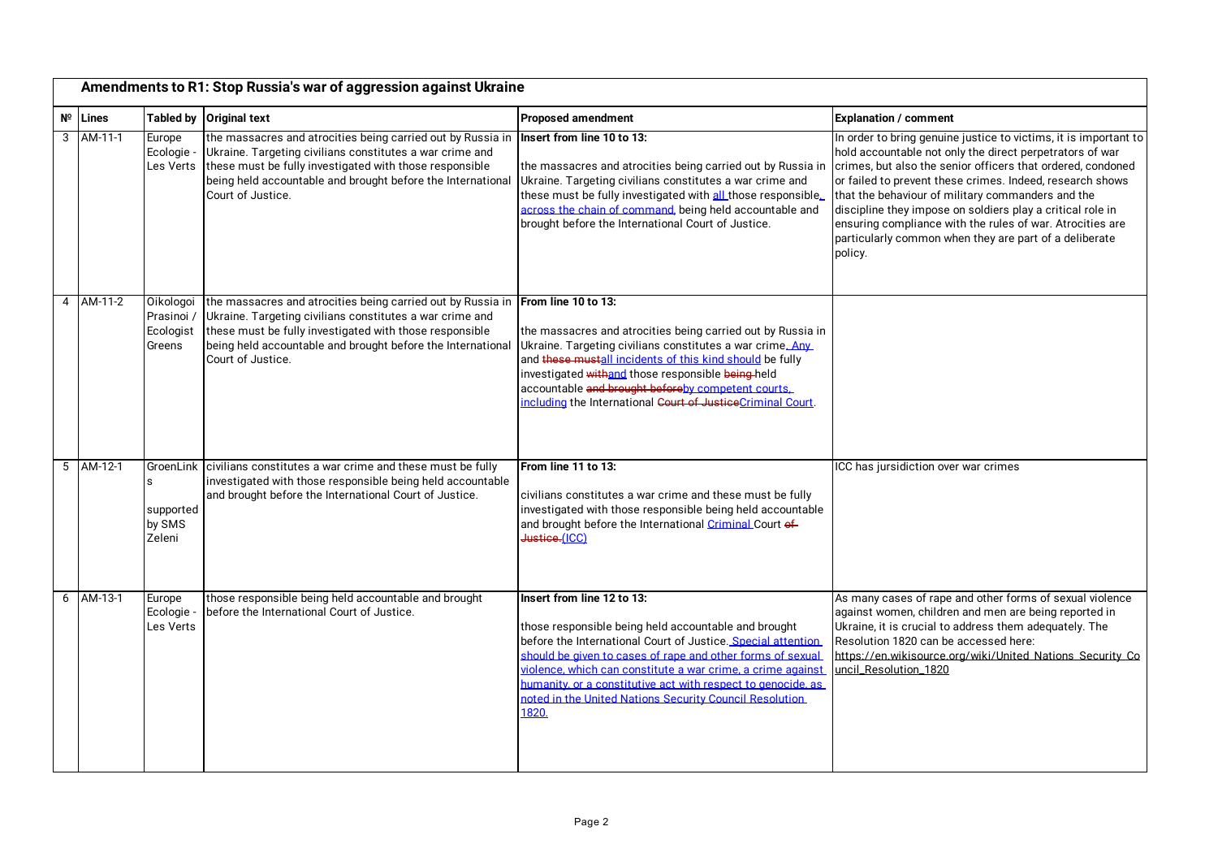## Amendments to R1: Stop Russia's war of aggression against Ukraine

| № | Lines | Tabled by | Original text | Proposed amendment | Explanation / comment |
|---|---|---|---|---|---|
| 3 | AM-11-1 | Europe Ecologie - Les Verts | the massacres and atrocities being carried out by Russia in Ukraine. Targeting civilians constitutes a war crime and these must be fully investigated with those responsible being held accountable and brought before the International Court of Justice. | **Insert from line 10 to 13:** the massacres and atrocities being carried out by Russia in Ukraine. Targeting civilians constitutes a war crime and these must be fully investigated with all those responsible, across the chain of command, being held accountable and brought before the International Court of Justice. | In order to bring genuine justice to victims, it is important to hold accountable not only the direct perpetrators of war crimes, but also the senior officers that ordered, condoned or failed to prevent these crimes. Indeed, research shows that the behaviour of military commanders and the discipline they impose on soldiers play a critical role in ensuring compliance with the rules of war. Atrocities are particularly common when they are part of a deliberate policy. |
| 4 | AM-11-2 | Oikologoi Prasinoi / Ecologist Greens | the massacres and atrocities being carried out by Russia in Ukraine. Targeting civilians constitutes a war crime and these must be fully investigated with those responsible being held accountable and brought before the International Court of Justice. | **From line 10 to 13:** the massacres and atrocities being carried out by Russia in Ukraine. Targeting civilians constitutes a war crime. Any and ~~these must~~all incidents of this kind should be fully investigated ~~with~~and those responsible ~~being~~ held accountable ~~and brought before~~by competent courts, including the International ~~Court of Justice~~Criminal Court. | |
| 5 | AM-12-1 | GroenLinks supported by SMS Zeleni | civilians constitutes a war crime and these must be fully investigated with those responsible being held accountable and brought before the International Court of Justice. | **From line 11 to 13:** civilians constitutes a war crime and these must be fully investigated with those responsible being held accountable and brought before the International Criminal Court ~~of Justice.~~(ICC) | ICC has jursidiction over war crimes |
| 6 | AM-13-1 | Europe Ecologie - Les Verts | those responsible being held accountable and brought before the International Court of Justice. | **Insert from line 12 to 13:** those responsible being held accountable and brought before the International Court of Justice. Special attention should be given to cases of rape and other forms of sexual violence, which can constitute a war crime, a crime against humanity, or a constitutive act with respect to genocide, as noted in the United Nations Security Council Resolution 1820. | As many cases of rape and other forms of sexual violence against women, children and men are being reported in Ukraine, it is crucial to address them adequately. The Resolution 1820 can be accessed here: https://en.wikisource.org/wiki/United_Nations_Security_Council_Resolution_1820 |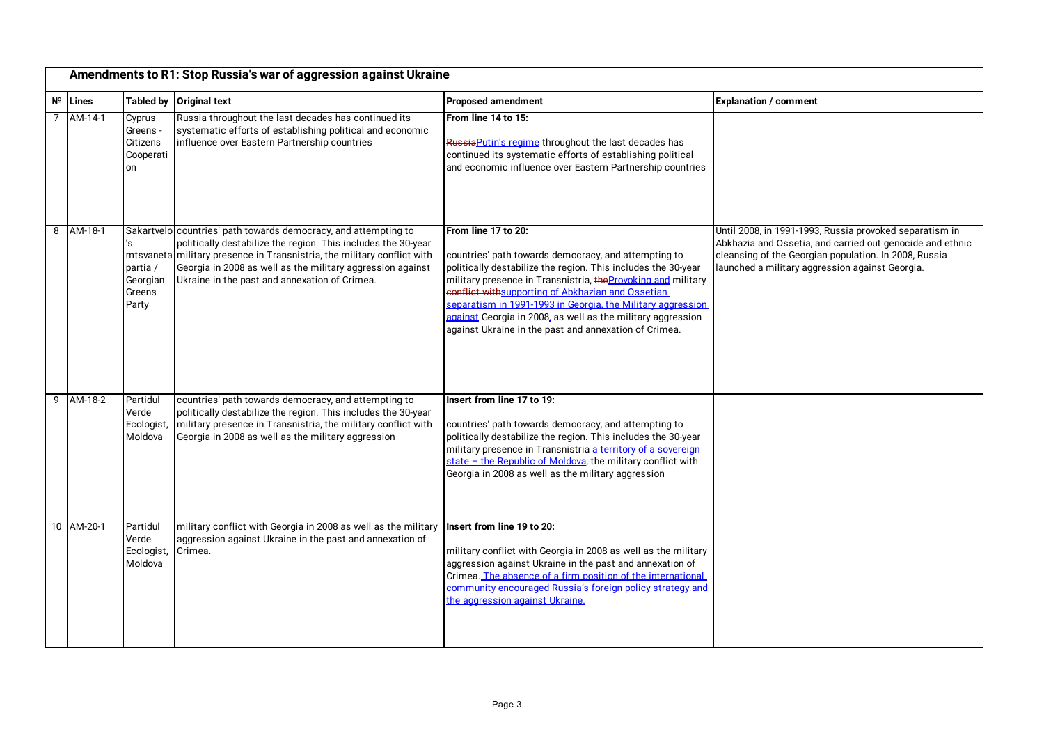## Amendments to R1: Stop Russia's war of aggression against Ukraine

| № | Lines | Tabled by | Original text | Proposed amendment | Explanation / comment |
|---|---|---|---|---|---|
| 7 | AM-14-1 | Cyprus Greens - Citizens Cooperation | Russia throughout the last decades has continued its systematic efforts of establishing political and economic influence over Eastern Partnership countries | **From line 14 to 15:**<br><br>~~Russia~~Putin's regime throughout the last decades has continued its systematic efforts of establishing political and economic influence over Eastern Partnership countries | |
| 8 | AM-18-1 | Sakartvelo's mtsvaneta partia / Georgian Greens Party | countries' path towards democracy, and attempting to politically destabilize the region. This includes the 30-year military presence in Transnistria, the military conflict with Georgia in 2008 as well as the military aggression against Ukraine in the past and annexation of Crimea. | **From line 17 to 20:**<br><br>countries' path towards democracy, and attempting to politically destabilize the region. This includes the 30-year military presence in Transnistria, ~~the~~Provoking and military ~~conflict with~~supporting of Abkhazian and Ossetian separatism in 1991-1993 in Georgia, the Military aggression against Georgia in 2008, as well as the military aggression against Ukraine in the past and annexation of Crimea. | Until 2008, in 1991-1993, Russia provoked separatism in Abkhazia and Ossetia, and carried out genocide and ethnic cleansing of the Georgian population. In 2008, Russia launched a military aggression against Georgia. |
| 9 | AM-18-2 | Partidul Verde Ecologist, Moldova | countries' path towards democracy, and attempting to politically destabilize the region. This includes the 30-year military presence in Transnistria, the military conflict with Georgia in 2008 as well as the military aggression | **Insert from line 17 to 19:**<br><br>countries' path towards democracy, and attempting to politically destabilize the region. This includes the 30-year military presence in Transnistria a territory of a sovereign state – the Republic of Moldova, the military conflict with Georgia in 2008 as well as the military aggression | |
| 10 | AM-20-1 | Partidul Verde Ecologist, Moldova | military conflict with Georgia in 2008 as well as the military aggression against Ukraine in the past and annexation of Crimea. | **Insert from line 19 to 20:**<br><br>military conflict with Georgia in 2008 as well as the military aggression against Ukraine in the past and annexation of Crimea. The absence of a firm position of the international community encouraged Russia's foreign policy strategy and the aggression against Ukraine. | |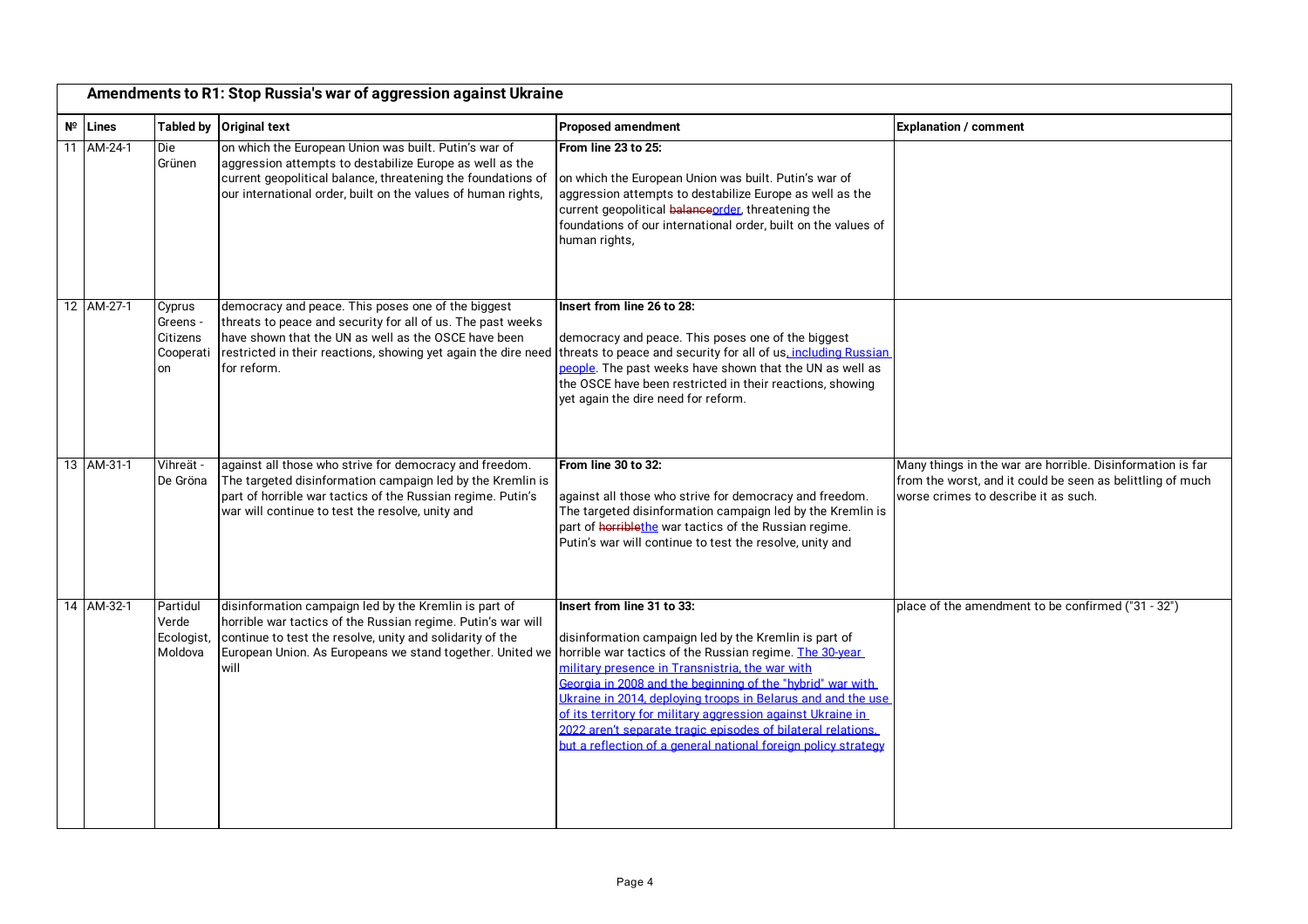## Amendments to R1: Stop Russia's war of aggression against Ukraine

| № | Lines | Tabled by | Original text | Proposed amendment | Explanation / comment |
|---|---|---|---|---|---|
| 11 | AM-24-1 | Die Grünen | on which the European Union was built. Putin's war of aggression attempts to destabilize Europe as well as the current geopolitical balance, threatening the foundations of our international order, built on the values of human rights, | **From line 23 to 25:** on which the European Union was built. Putin's war of aggression attempts to destabilize Europe as well as the current geopolitical ~~balance~~order, threatening the foundations of our international order, built on the values of human rights, | |
| 12 | AM-27-1 | Cyprus Greens - Citizens Cooperation | democracy and peace. This poses one of the biggest threats to peace and security for all of us. The past weeks have shown that the UN as well as the OSCE have been restricted in their reactions, showing yet again the dire need for reform. | **Insert from line 26 to 28:** democracy and peace. This poses one of the biggest threats to peace and security for all of us, including Russian people. The past weeks have shown that the UN as well as the OSCE have been restricted in their reactions, showing yet again the dire need for reform. | |
| 13 | AM-31-1 | Vihreät - De Gröna | against all those who strive for democracy and freedom. The targeted disinformation campaign led by the Kremlin is part of horrible war tactics of the Russian regime. Putin's war will continue to test the resolve, unity and | **From line 30 to 32:** against all those who strive for democracy and freedom. The targeted disinformation campaign led by the Kremlin is part of ~~horrible~~the war tactics of the Russian regime. Putin's war will continue to test the resolve, unity and | Many things in the war are horrible. Disinformation is far from the worst, and it could be seen as belittling of much worse crimes to describe it as such. |
| 14 | AM-32-1 | Partidul Verde Ecologist, Moldova | disinformation campaign led by the Kremlin is part of horrible war tactics of the Russian regime. Putin's war will continue to test the resolve, unity and solidarity of the European Union. As Europeans we stand together. United we will | **Insert from line 31 to 33:** disinformation campaign led by the Kremlin is part of horrible war tactics of the Russian regime. The 30-year military presence in Transnistria, the war with Georgia in 2008 and the beginning of the "hybrid" war with Ukraine in 2014, deploying troops in Belarus and and the use of its territory for military aggression against Ukraine in 2022 aren't separate tragic episodes of bilateral relations, but a reflection of a general national foreign policy strategy | place of the amendment to be confirmed ("31 - 32") |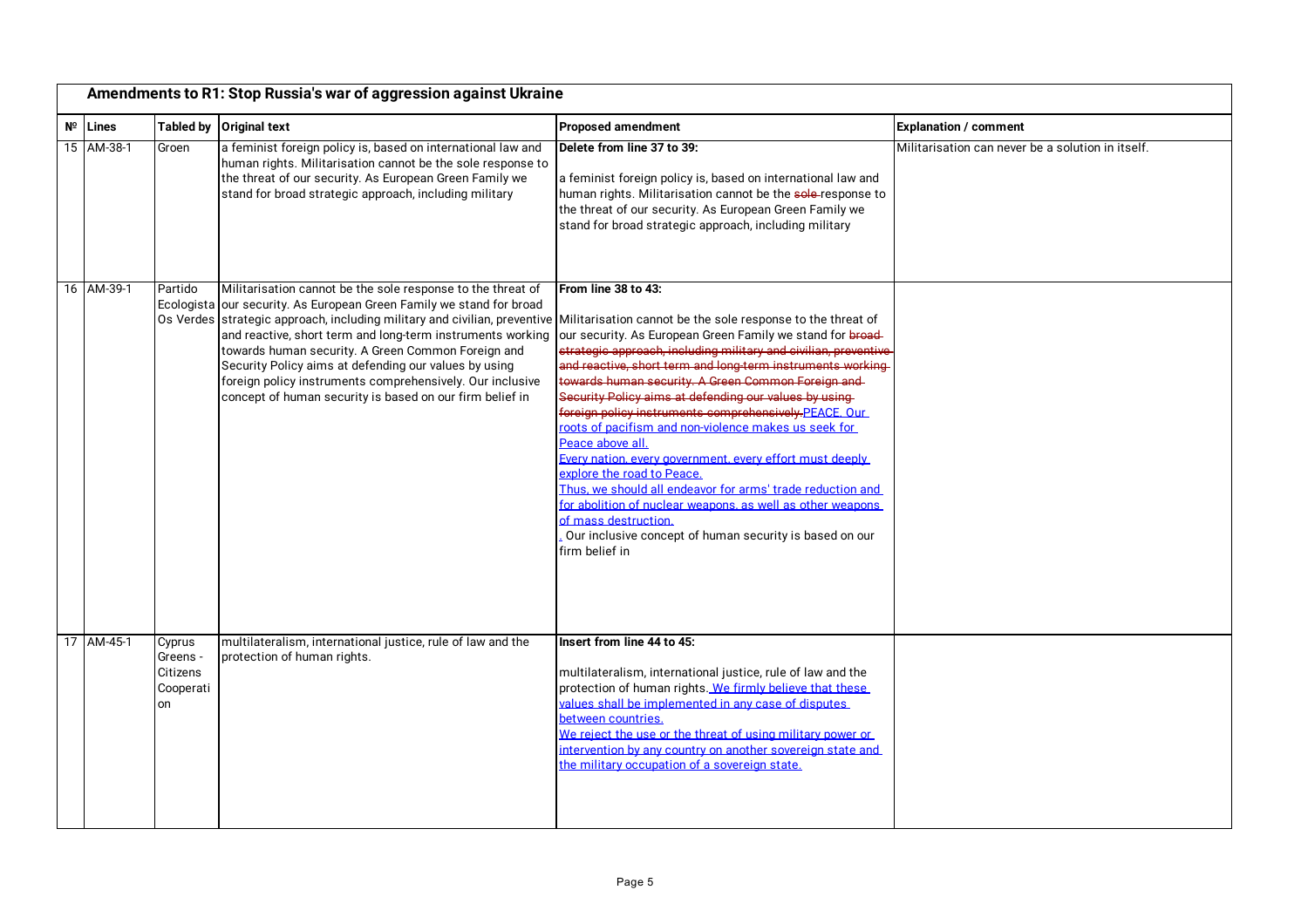## Amendments to R1: Stop Russia's war of aggression against Ukraine

| № | Lines | Tabled by | Original text | Proposed amendment | Explanation / comment |
|---|---|---|---|---|---|
| 15 | AM-38-1 | Groen | a feminist foreign policy is, based on international law and human rights. Militarisation cannot be the sole response to the threat of our security. As European Green Family we stand for broad strategic approach, including military | **Delete from line 37 to 39:**<br><br>a feminist foreign policy is, based on international law and human rights. Militarisation cannot be the ~~sole~~ response to the threat of our security. As European Green Family we stand for broad strategic approach, including military | Militarisation can never be a solution in itself. |
| 16 | AM-39-1 | Partido Ecologista Os Verdes | Militarisation cannot be the sole response to the threat of our security. As European Green Family we stand for broad strategic approach, including military and civilian, preventive and reactive, short term and long-term instruments working towards human security. A Green Common Foreign and Security Policy aims at defending our values by using foreign policy instruments comprehensively. Our inclusive concept of human security is based on our firm belief in | **From line 38 to 43:**<br><br>Militarisation cannot be the sole response to the threat of our security. As European Green Family we stand for ~~broad strategic approach, including military and civilian, preventive and reactive, short term and long-term instruments working towards human security. A Green Common Foreign and Security Policy aims at defending our values by using foreign policy instruments comprehensively.~~ PEACE. Our roots of pacifism and non-violence makes us seek for Peace above all.<br>Every nation, every government, every effort must deeply explore the road to Peace.<br>Thus, we should all endeavor for arms' trade reduction and for abolition of nuclear weapons, as well as other weapons of mass destruction.<br>Our inclusive concept of human security is based on our firm belief in | |
| 17 | AM-45-1 | Cyprus Greens - Citizens Cooperation | multilateralism, international justice, rule of law and the protection of human rights. | **Insert from line 44 to 45:**<br><br>multilateralism, international justice, rule of law and the protection of human rights. We firmly believe that these values shall be implemented in any case of disputes between countries.<br>We reject the use or the threat of using military power or intervention by any country on another sovereign state and the military occupation of a sovereign state. | |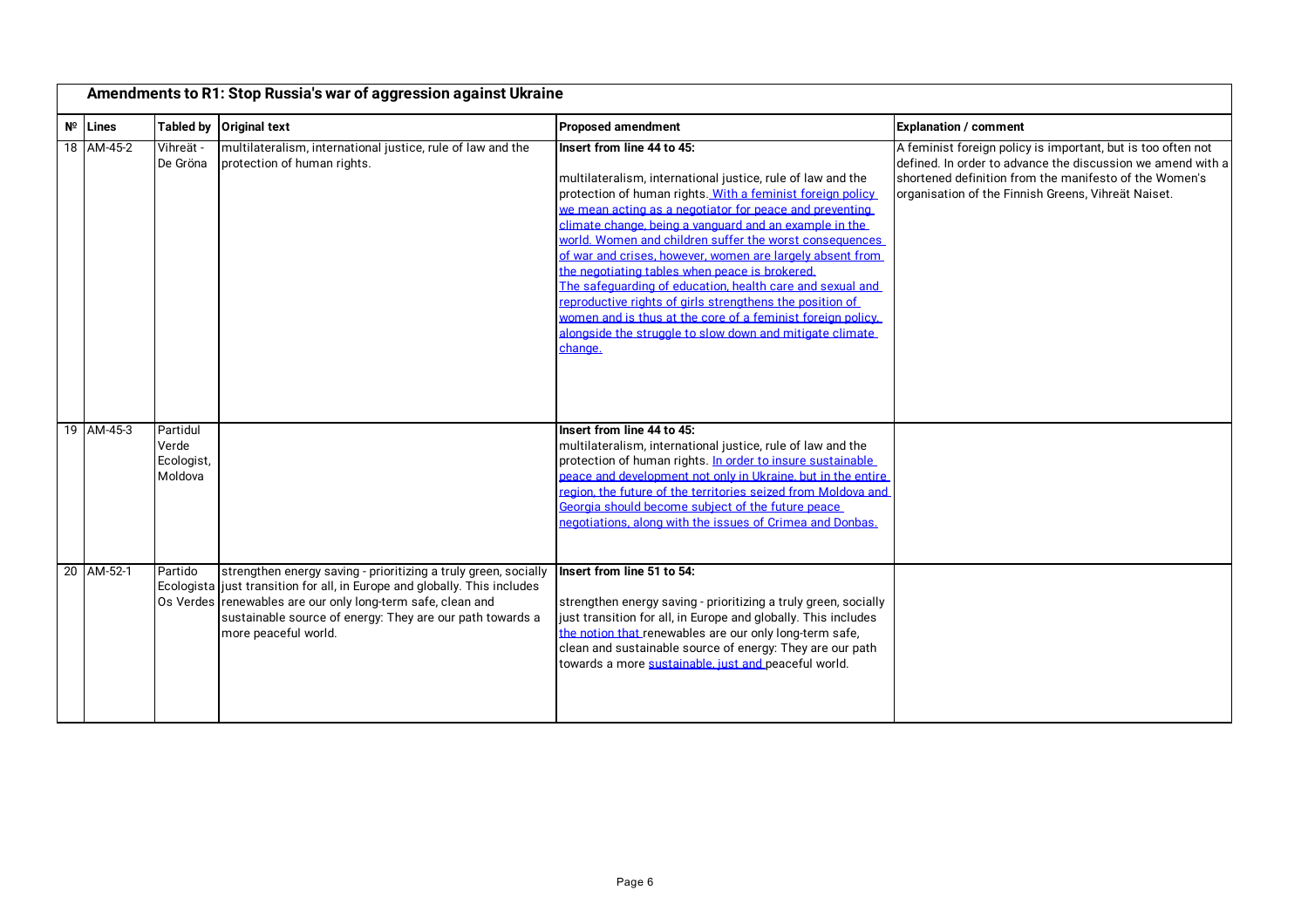## Amendments to R1: Stop Russia's war of aggression against Ukraine

| № | Lines | Tabled by | Original text | Proposed amendment | Explanation / comment |
|---|---|---|---|---|---|
| 18 | AM-45-2 | Vihreät - De Gröna | multilateralism, international justice, rule of law and the protection of human rights. | **Insert from line 44 to 45:**<br><br>multilateralism, international justice, rule of law and the protection of human rights. With a feminist foreign policy we mean acting as a negotiator for peace and preventing climate change, being a vanguard and an example in the world. Women and children suffer the worst consequences of war and crises, however, women are largely absent from the negotiating tables when peace is brokered.<br>The safeguarding of education, health care and sexual and reproductive rights of girls strengthens the position of women and is thus at the core of a feminist foreign policy, alongside the struggle to slow down and mitigate climate change. | A feminist foreign policy is important, but is too often not defined. In order to advance the discussion we amend with a shortened definition from the manifesto of the Women's organisation of the Finnish Greens, Vihreät Naiset. |
| 19 | AM-45-3 | Partidul Verde Ecologist, Moldova | | **Insert from line 44 to 45:**<br>multilateralism, international justice, rule of law and the protection of human rights. In order to insure sustainable peace and development not only in Ukraine, but in the entire region, the future of the territories seized from Moldova and Georgia should become subject of the future peace negotiations, along with the issues of Crimea and Donbas. | |
| 20 | AM-52-1 | Partido Ecologista Os Verdes | strengthen energy saving - prioritizing a truly green, socially just transition for all, in Europe and globally. This includes renewables are our only long-term safe, clean and sustainable source of energy: They are our path towards a more peaceful world. | **Insert from line 51 to 54:**<br><br>strengthen energy saving - prioritizing a truly green, socially just transition for all, in Europe and globally. This includes the notion that renewables are our only long-term safe, clean and sustainable source of energy: They are our path towards a more sustainable, just and peaceful world. | |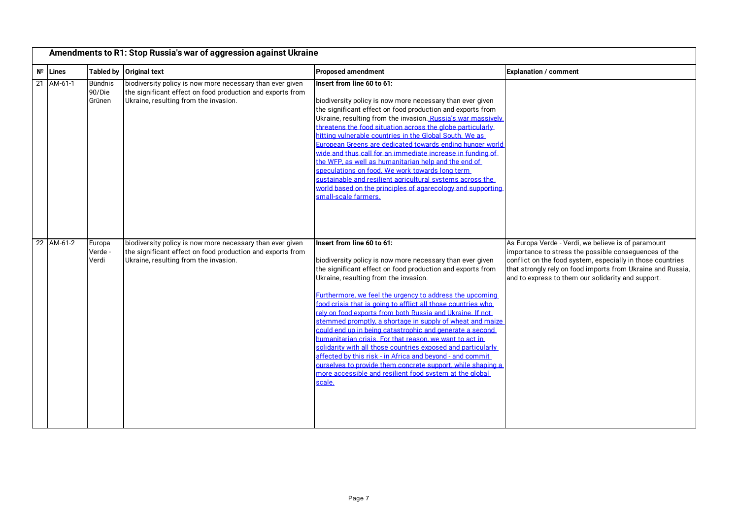## Amendments to R1: Stop Russia's war of aggression against Ukraine

| Nº | Lines | Tabled by | Original text | Proposed amendment | Explanation / comment |
|---|---|---|---|---|---|
| 21 | AM-61-1 | Bündnis 90/Die Grünen | biodiversity policy is now more necessary than ever given the significant effect on food production and exports from Ukraine, resulting from the invasion. | **Insert from line 60 to 61:**<br><br>biodiversity policy is now more necessary than ever given the significant effect on food production and exports from Ukraine, resulting from the invasion. Russia's war massively threatens the food situation across the globe particularly hitting vulnerable countries in the Global South. We as European Greens are dedicated towards ending hunger world wide and thus call for an immediate increase in funding of the WFP, as well as humanitarian help and the end of speculations on food. We work towards long term sustainable and resilient agricultural systems across the world based on the principles of agarecology and supporting small-scale farmers. | |
| 22 | AM-61-2 | Europa Verde - Verdi | biodiversity policy is now more necessary than ever given the significant effect on food production and exports from Ukraine, resulting from the invasion. | **Insert from line 60 to 61:**<br><br>biodiversity policy is now more necessary than ever given the significant effect on food production and exports from Ukraine, resulting from the invasion.<br><br>Furthermore, we feel the urgency to address the upcoming food crisis that is going to afflict all those countries who rely on food exports from both Russia and Ukraine. If not stemmed promptly, a shortage in supply of wheat and maize could end up in being catastrophic and generate a second humanitarian crisis. For that reason, we want to act in solidarity with all those countries exposed and particularly affected by this risk - in Africa and beyond - and commit ourselves to provide them concrete support, while shaping a more accessible and resilient food system at the global scale. | As Europa Verde - Verdi, we believe is of paramount importance to stress the possible consequences of the conflict on the food system, especially in those countries that strongly rely on food imports from Ukraine and Russia, and to express to them our solidarity and support. |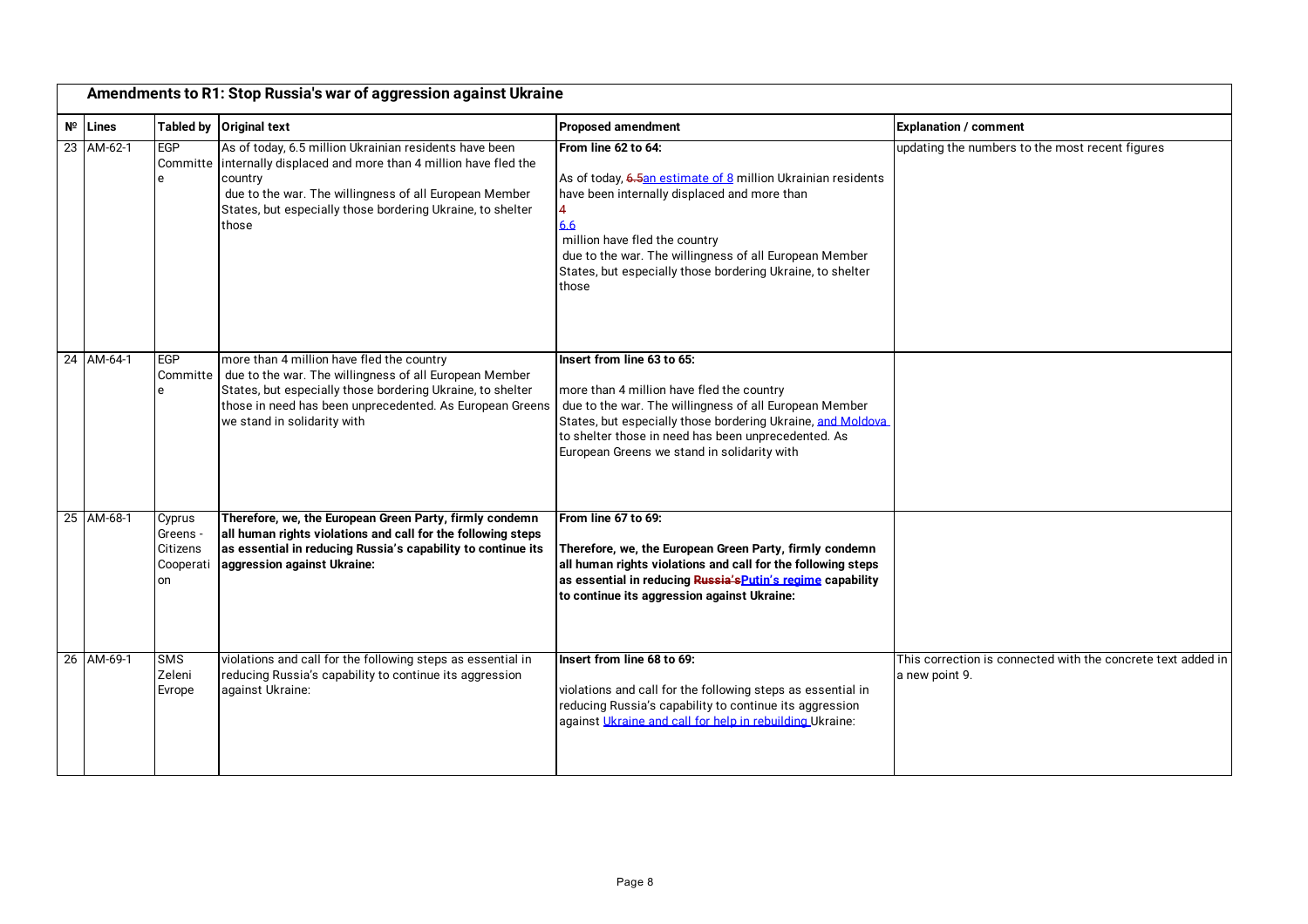## Amendments to R1: Stop Russia's war of aggression against Ukraine

| Nº | Lines | Tabled by | Original text | Proposed amendment | Explanation / comment |
|---|---|---|---|---|---|
| 23 | AM-62-1 | EGP Committee | As of today, 6.5 million Ukrainian residents have been internally displaced and more than 4 million have fled the country due to the war. The willingness of all European Member States, but especially those bordering Ukraine, to shelter those | **From line 62 to 64:**<br><br>As of today, ~~6.5~~an estimate of 8 million Ukrainian residents have been internally displaced and more than ~~4~~ 6.6 million have fled the country due to the war. The willingness of all European Member States, but especially those bordering Ukraine, to shelter those | updating the numbers to the most recent figures |
| 24 | AM-64-1 | EGP Committee | more than 4 million have fled the country due to the war. The willingness of all European Member States, but especially those bordering Ukraine, to shelter those in need has been unprecedented. As European Greens we stand in solidarity with | **Insert from line 63 to 65:**<br><br>more than 4 million have fled the country due to the war. The willingness of all European Member States, but especially those bordering Ukraine, and Moldova to shelter those in need has been unprecedented. As European Greens we stand in solidarity with | |
| 25 | AM-68-1 | Cyprus Greens - Citizens Cooperation | **Therefore, we, the European Green Party, firmly condemn all human rights violations and call for the following steps as essential in reducing Russia's capability to continue its aggression against Ukraine:** | **From line 67 to 69:**<br><br>**Therefore, we, the European Green Party, firmly condemn all human rights violations and call for the following steps as essential in reducing ~~Russia's~~Putin's regime capability to continue its aggression against Ukraine:** | |
| 26 | AM-69-1 | SMS Zeleni Evrope | violations and call for the following steps as essential in reducing Russia's capability to continue its aggression against Ukraine: | **Insert from line 68 to 69:**<br><br>violations and call for the following steps as essential in reducing Russia's capability to continue its aggression against Ukraine and call for help in rebuilding Ukraine: | This correction is connected with the concrete text added in a new point 9. |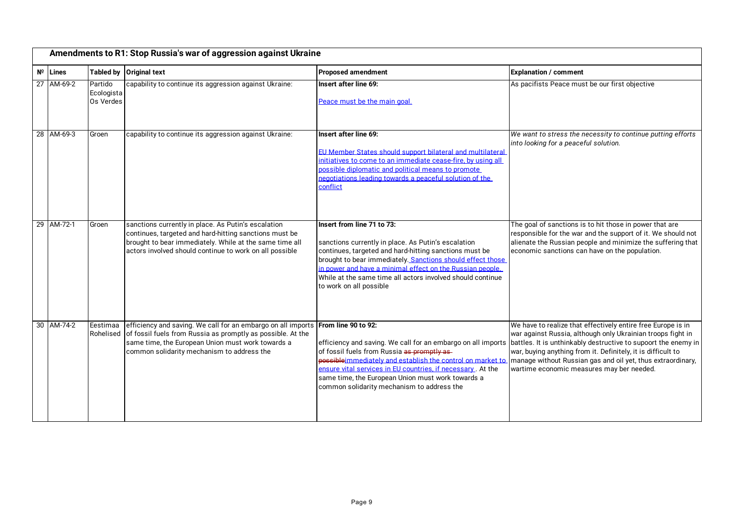## Amendments to R1: Stop Russia's war of aggression against Ukraine

| № | Lines | Tabled by | Original text | Proposed amendment | Explanation / comment |
|---|---|---|---|---|---|
| 27 | AM-69-2 | Partido Ecologista Os Verdes | capability to continue its aggression against Ukraine: | **Insert after line 69:**<br><br><u>Peace must be the main goal.</u> | As pacifists Peace must be our first objective |
| 28 | AM-69-3 | Groen | capability to continue its aggression against Ukraine: | **Insert after line 69:**<br><br><u>EU Member States should support bilateral and multilateral initiatives to come to an immediate cease-fire, by using all possible diplomatic and political means to promote negotiations leading towards a peaceful solution of the conflict</u> | *We want to stress the necessity to continue putting efforts into looking for a peaceful solution.* |
| 29 | AM-72-1 | Groen | sanctions currently in place. As Putin's escalation continues, targeted and hard-hitting sanctions must be brought to bear immediately. While at the same time all actors involved should continue to work on all possible | **Insert from line 71 to 73:**<br><br>sanctions currently in place. As Putin's escalation continues, targeted and hard-hitting sanctions must be brought to bear immediately.<u> Sanctions should effect those in power and have a minimal effect on the Russian people. </u>While at the same time all actors involved should continue to work on all possible | The goal of sanctions is to hit those in power that are responsible for the war and the support of it. We should not alienate the Russian people and minimize the suffering that economic sanctions can have on the population. |
| 30 | AM-74-2 | Eestimaa Rohelised | efficiency and saving. We call for an embargo on all imports of fossil fuels from Russia as promptly as possible. At the same time, the European Union must work towards a common solidarity mechanism to address the | **From line 90 to 92:**<br><br>efficiency and saving. We call for an embargo on all imports of fossil fuels from Russia ~~as promptly as possible~~<u>immediately and establish the control on market to ensure vital services in EU countries, if necessary</u>. At the same time, the European Union must work towards a common solidarity mechanism to address the | We have to realize that effectively entire free Europe is in war against Russia, although only Ukrainian troops fight in battles. It is unthinkably destructive to supoort the enemy in war, buying anything from it. Definitely, it is difficult to manage without Russian gas and oil yet, thus extraordinary, wartime economic measures may ber needed. |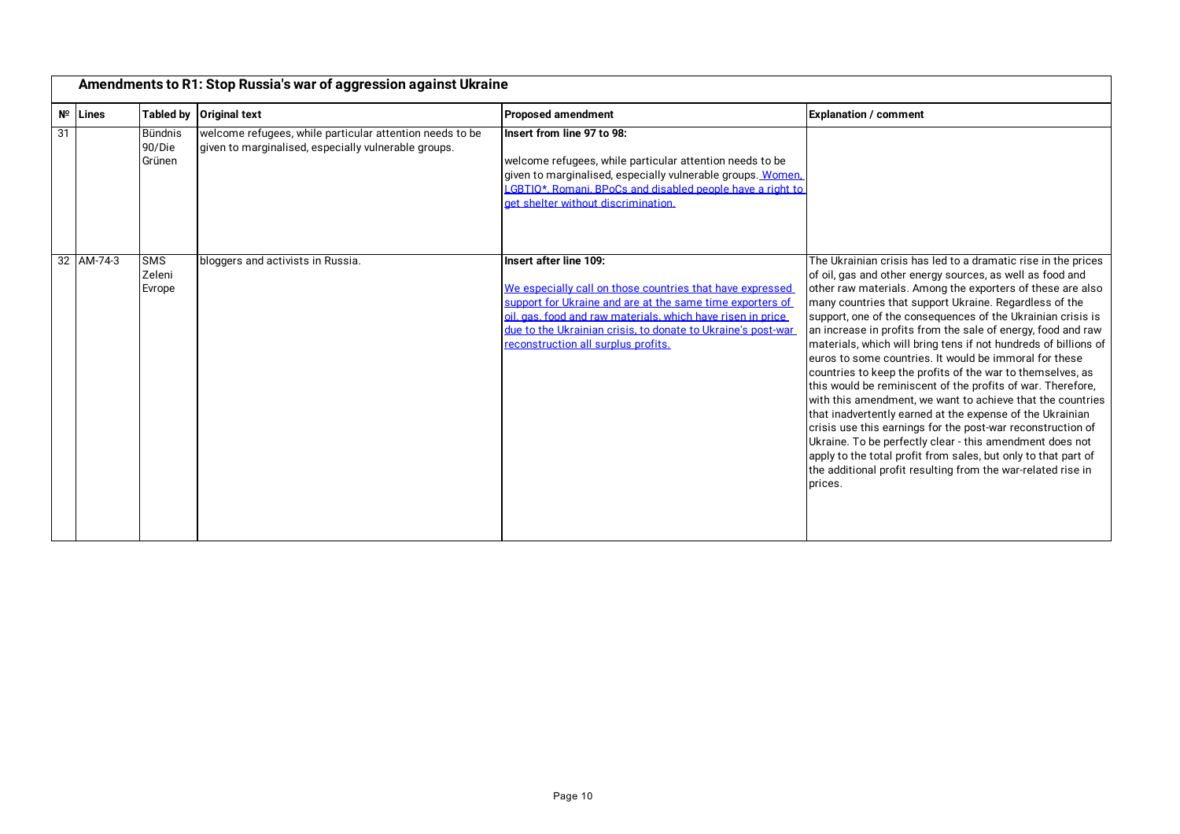| № | Lines | Tabled by | Original text | Proposed amendment | Explanation / comment |
|---|---|---|---|---|---|
| **Amendments to R1: Stop Russia's war of aggression against Ukraine** | | | | | |
| 31 | | Bündnis 90/Die Grünen | welcome refugees, while particular attention needs to be given to marginalised, especially vulnerable groups. | **Insert from line 97 to 98:**<br><br>welcome refugees, while particular attention needs to be given to marginalised, especially vulnerable groups. Women, LGBTIQ*, Romani, BPoCs and disabled people have a right to get shelter without discrimination. | |
| 32 | AM-74-3 | SMS Zeleni Evrope | bloggers and activists in Russia. | **Insert after line 109:**<br><br>We especially call on those countries that have expressed support for Ukraine and are at the same time exporters of oil, gas, food and raw materials, which have risen in price due to the Ukrainian crisis, to donate to Ukraine's post-war reconstruction all surplus profits. | The Ukrainian crisis has led to a dramatic rise in the prices of oil, gas and other energy sources, as well as food and other raw materials. Among the exporters of these are also many countries that support Ukraine. Regardless of the support, one of the consequences of the Ukrainian crisis is an increase in profits from the sale of energy, food and raw materials, which will bring tens if not hundreds of billions of euros to some countries. It would be immoral for these countries to keep the profits of the war to themselves, as this would be reminiscent of the profits of war. Therefore, with this amendment, we want to achieve that the countries that inadvertently earned at the expense of the Ukrainian crisis use this earnings for the post-war reconstruction of Ukraine. To be perfectly clear - this amendment does not apply to the total profit from sales, but only to that part of the additional profit resulting from the war-related rise in prices. |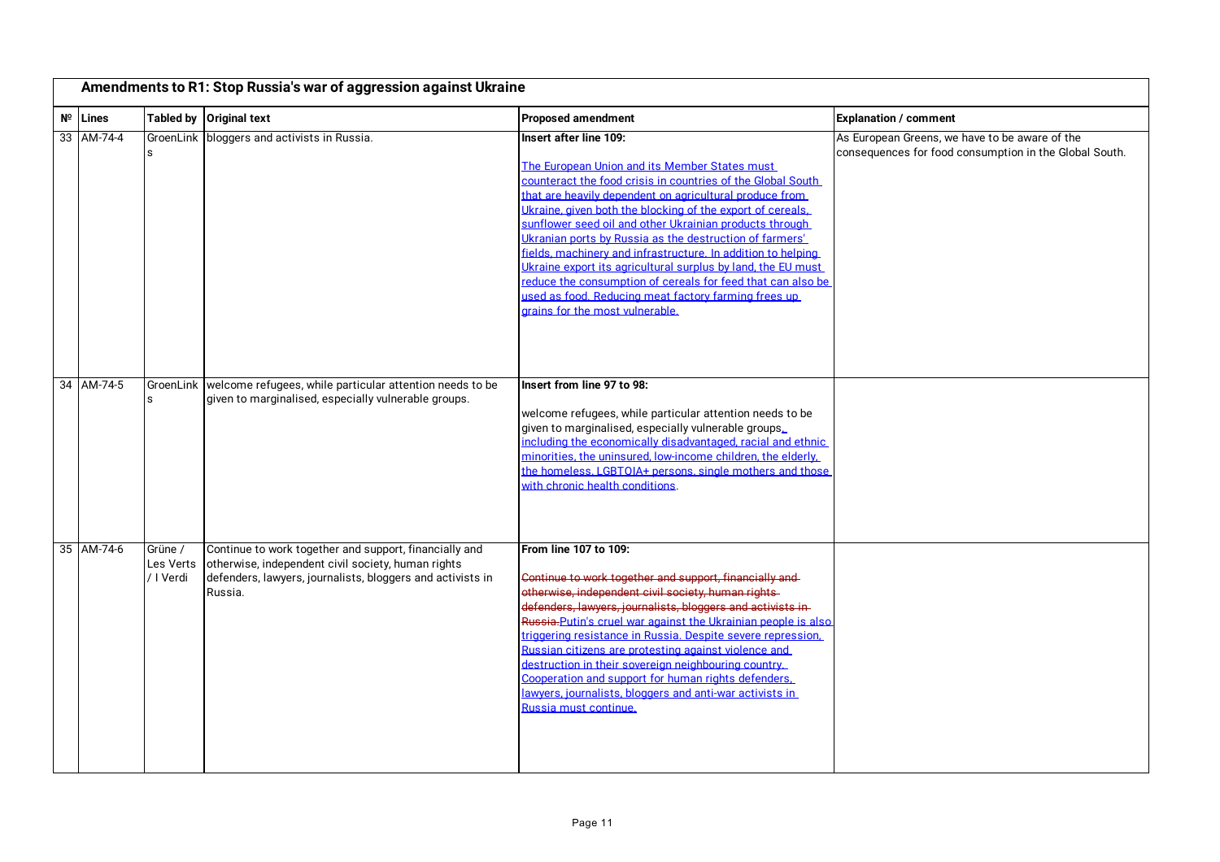## Amendments to R1: Stop Russia's war of aggression against Ukraine

| № | Lines | Tabled by | Original text | Proposed amendment | Explanation / comment |
|---|---|---|---|---|---|
| 33 | AM-74-4 | GroenLinks | bloggers and activists in Russia. | **Insert after line 109:**<br><br><ins>The European Union and its Member States must counteract the food crisis in countries of the Global South that are heavily dependent on agricultural produce from Ukraine, given both the blocking of the export of cereals, sunflower seed oil and other Ukrainian products through Ukranian ports by Russia as the destruction of farmers' fields, machinery and infrastructure. In addition to helping Ukraine export its agricultural surplus by land, the EU must reduce the consumption of cereals for feed that can also be used as food. Reducing meat factory farming frees up grains for the most vulnerable.</ins> | As European Greens, we have to be aware of the consequences for food consumption in the Global South. |
| 34 | AM-74-5 | GroenLinks | welcome refugees, while particular attention needs to be given to marginalised, especially vulnerable groups. | **Insert from line 97 to 98:**<br><br>welcome refugees, while particular attention needs to be given to marginalised, especially vulnerable groups<ins>, including the economically disadvantaged, racial and ethnic minorities, the uninsured, low-income children, the elderly, the homeless, LGBTQIA+ persons, single mothers and those with chronic health conditions</ins>. | |
| 35 | AM-74-6 | Grüne / Les Verts / I Verdi | Continue to work together and support, financially and otherwise, independent civil society, human rights defenders, lawyers, journalists, bloggers and activists in Russia. | **From line 107 to 109:**<br><br><del>Continue to work together and support, financially and otherwise, independent civil society, human rights defenders, lawyers, journalists, bloggers and activists in Russia.</del> <ins>Putin's cruel war against the Ukrainian people is also triggering resistance in Russia. Despite severe repression, Russian citizens are protesting against violence and destruction in their sovereign neighbouring country. Cooperation and support for human rights defenders, lawyers, journalists, bloggers and anti-war activists in Russia must continue.</ins> | |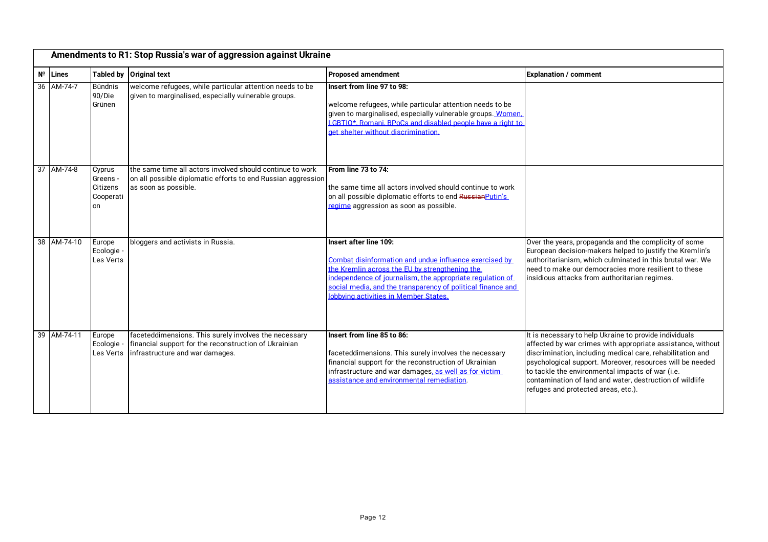## Amendments to R1: Stop Russia's war of aggression against Ukraine

| № | Lines | Tabled by | Original text | Proposed amendment | Explanation / comment |
|---|---|---|---|---|---|
| 36 | AM-74-7 | Bündnis 90/Die Grünen | welcome refugees, while particular attention needs to be given to marginalised, especially vulnerable groups. | **Insert from line 97 to 98:**<br><br>welcome refugees, while particular attention needs to be given to marginalised, especially vulnerable groups. Women, LGBTIQ*, Romani, BPoCs and disabled people have a right to get shelter without discrimination. | |
| 37 | AM-74-8 | Cyprus Greens - Citizens Cooperation | the same time all actors involved should continue to work on all possible diplomatic efforts to end Russian aggression as soon as possible. | **From line 73 to 74:**<br><br>the same time all actors involved should continue to work on all possible diplomatic efforts to end ~~Russian~~Putin's regime aggression as soon as possible. | |
| 38 | AM-74-10 | Europe Ecologie - Les Verts | bloggers and activists in Russia. | **Insert after line 109:**<br><br>Combat disinformation and undue influence exercised by the Kremlin across the EU by strengthening the independence of journalism, the appropriate regulation of social media, and the transparency of political finance and lobbying activities in Member States. | Over the years, propaganda and the complicity of some European decision-makers helped to justify the Kremlin's authoritarianism, which culminated in this brutal war. We need to make our democracies more resilient to these insidious attacks from authoritarian regimes. |
| 39 | AM-74-11 | Europe Ecologie - Les Verts | faceteddimensions. This surely involves the necessary financial support for the reconstruction of Ukrainian infrastructure and war damages. | **Insert from line 85 to 86:**<br><br>faceteddimensions. This surely involves the necessary financial support for the reconstruction of Ukrainian infrastructure and war damages, as well as for victim assistance and environmental remediation. | It is necessary to help Ukraine to provide individuals affected by war crimes with appropriate assistance, without discrimination, including medical care, rehabilitation and psychological support. Moreover, resources will be needed to tackle the environmental impacts of war (i.e. contamination of land and water, destruction of wildlife refuges and protected areas, etc.). |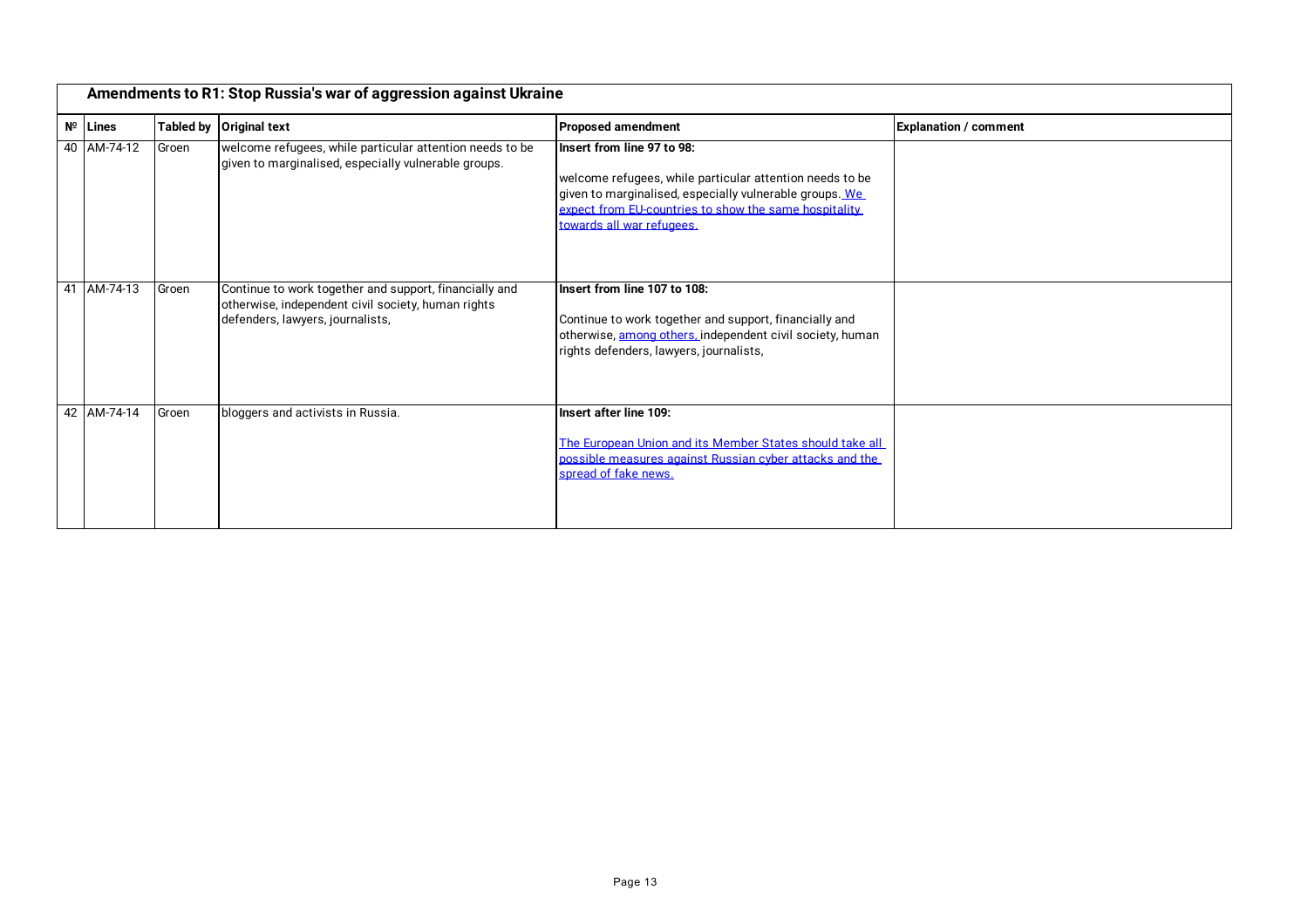## Amendments to R1: Stop Russia's war of aggression against Ukraine

| № | Lines | Tabled by | Original text | Proposed amendment | Explanation / comment |
|---|---|---|---|---|---|
| 40 | AM-74-12 | Groen | welcome refugees, while particular attention needs to be given to marginalised, especially vulnerable groups. | **Insert from line 97 to 98:**<br><br>welcome refugees, while particular attention needs to be given to marginalised, especially vulnerable groups. <u>We expect from EU-countries to show the same hospitality towards all war refugees.</u> | |
| 41 | AM-74-13 | Groen | Continue to work together and support, financially and otherwise, independent civil society, human rights defenders, lawyers, journalists, | **Insert from line 107 to 108:**<br><br>Continue to work together and support, financially and otherwise, <u>among others,</u> independent civil society, human rights defenders, lawyers, journalists, | |
| 42 | AM-74-14 | Groen | bloggers and activists in Russia. | **Insert after line 109:**<br><br><u>The European Union and its Member States should take all possible measures against Russian cyber attacks and the spread of fake news.</u> | |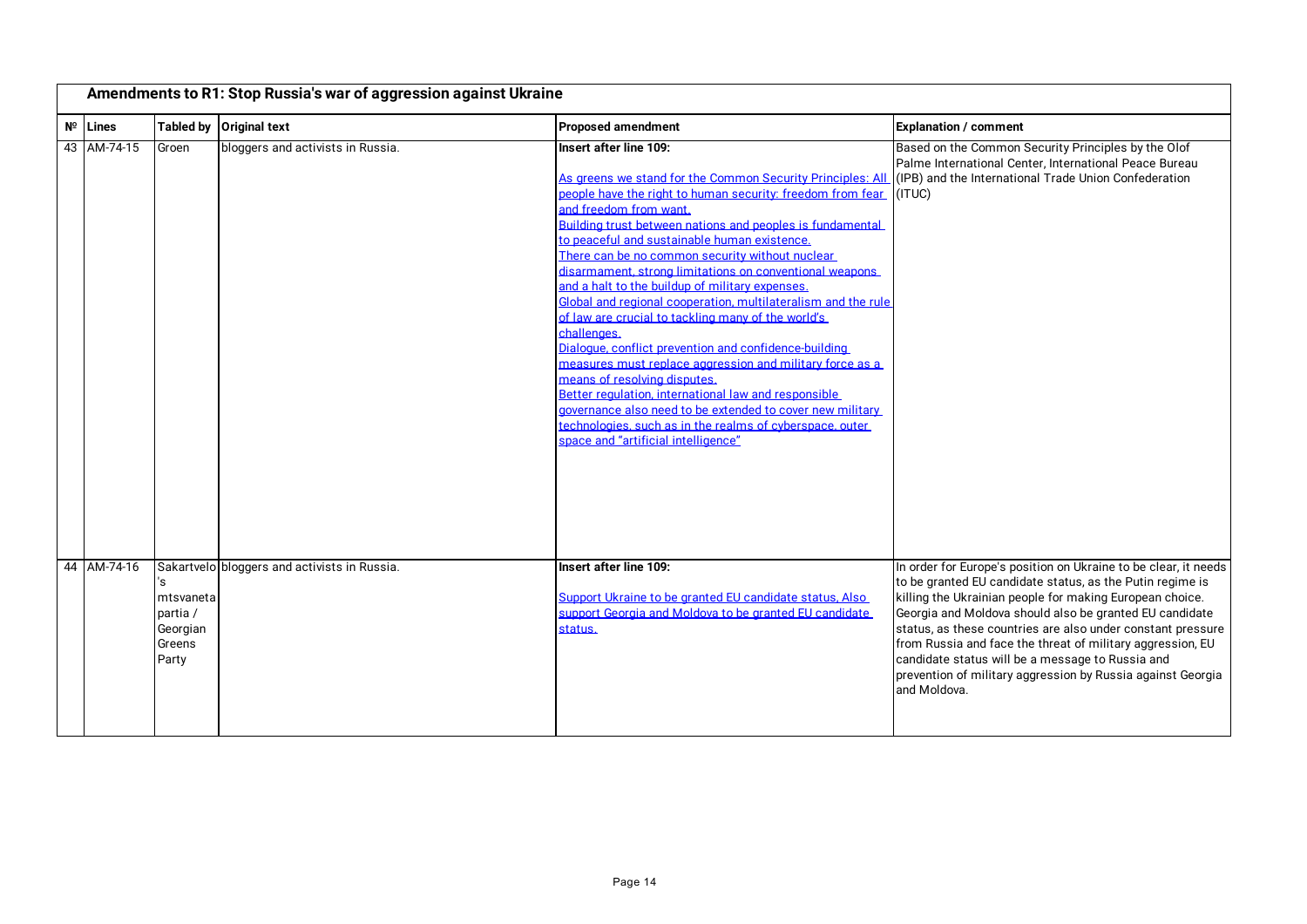## Amendments to R1: Stop Russia's war of aggression against Ukraine

| № | Lines | Tabled by | Original text | Proposed amendment | Explanation / comment |
|---|---|---|---|---|---|
| 43 | AM-74-15 | Groen | bloggers and activists in Russia. | **Insert after line 109:**<br><br>As greens we stand for the Common Security Principles: All people have the right to human security: freedom from fear and freedom from want.<br>Building trust between nations and peoples is fundamental to peaceful and sustainable human existence.<br>There can be no common security without nuclear disarmament, strong limitations on conventional weapons and a halt to the buildup of military expenses.<br>Global and regional cooperation, multilateralism and the rule of law are crucial to tackling many of the world's challenges.<br>Dialogue, conflict prevention and confidence-building measures must replace aggression and military force as a means of resolving disputes.<br>Better regulation, international law and responsible governance also need to be extended to cover new military technologies, such as in the realms of cyberspace, outer space and "artificial intelligence" | Based on the Common Security Principles by the Olof Palme International Center, International Peace Bureau (IPB) and the International Trade Union Confederation (ITUC) |
| 44 | AM-74-16 | Sakartvelo's mtsvaneta partia / Georgian Greens Party | bloggers and activists in Russia. | **Insert after line 109:**<br><br>Support Ukraine to be granted EU candidate status, Also support Georgia and Moldova to be granted EU candidate status. | In order for Europe's position on Ukraine to be clear, it needs to be granted EU candidate status, as the Putin regime is killing the Ukrainian people for making European choice. Georgia and Moldova should also be granted EU candidate status, as these countries are also under constant pressure from Russia and face the threat of military aggression, EU candidate status will be a message to Russia and prevention of military aggression by Russia against Georgia and Moldova. |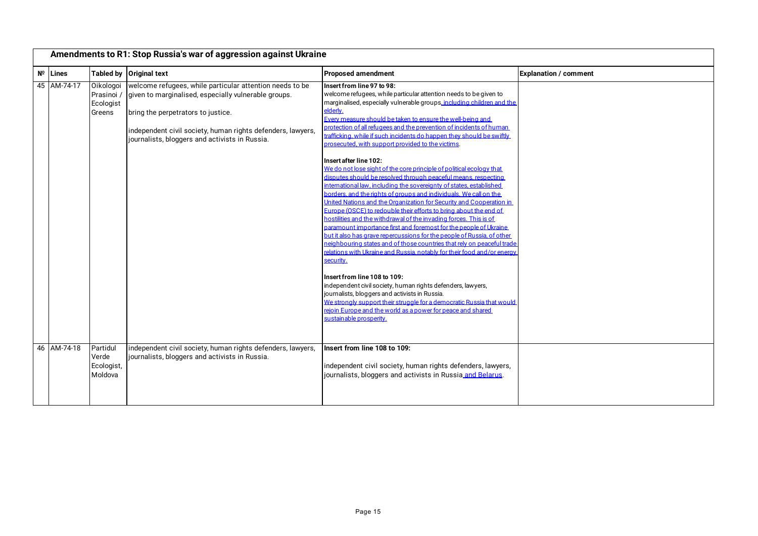## Amendments to R1: Stop Russia's war of aggression against Ukraine

| № | Lines | Tabled by | Original text | Proposed amendment | Explanation / comment |
|---|---|---|---|---|---|
| 45 | AM-74-17 | Oikologoi Prasinoi / Ecologist Greens | welcome refugees, while particular attention needs to be given to marginalised, especially vulnerable groups.<br><br>bring the perpetrators to justice.<br><br>independent civil society, human rights defenders, lawyers, journalists, bloggers and activists in Russia. | **Insert from line 97 to 98:**<br>welcome refugees, while particular attention needs to be given to marginalised, especially vulnerable groups, including children and the elderly.<br>Every measure should be taken to ensure the well-being and protection of all refugees and the prevention of incidents of human trafficking, while if such incidents do happen they should be swiftly prosecuted, with support provided to the victims.<br><br>**Insert after line 102:**<br>We do not lose sight of the core principle of political ecology that disputes should be resolved through peaceful means, respecting international law, including the sovereignty of states, established borders, and the rights of groups and individuals. We call on the United Nations and the Organization for Security and Cooperation in Europe (OSCE) to redouble their efforts to bring about the end of hostilities and the withdrawal of the invading forces. This is of paramount importance first and foremost for the people of Ukraine but it also has grave repercussions for the people of Russia, of other neighbouring states and of those countries that rely on peaceful trade relations with Ukraine and Russia, notably for their food and/or energy security.<br><br>**Insert from line 108 to 109:**<br>independent civil society, human rights defenders, lawyers, journalists, bloggers and activists in Russia.<br>We strongly support their struggle for a democratic Russia that would rejoin Europe and the world as a power for peace and shared sustainable prosperity. | |
| 46 | AM-74-18 | Partidul Verde Ecologist, Moldova | independent civil society, human rights defenders, lawyers, journalists, bloggers and activists in Russia. | **Insert from line 108 to 109:**<br><br>independent civil society, human rights defenders, lawyers, journalists, bloggers and activists in Russia and Belarus. | |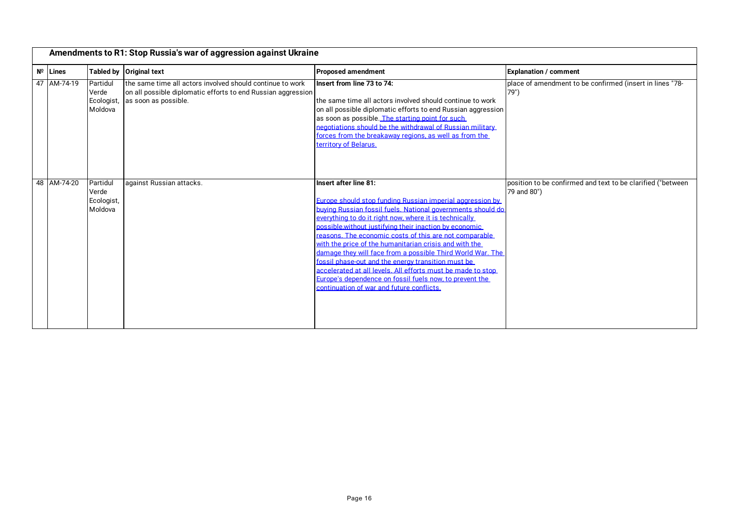## Amendments to R1: Stop Russia's war of aggression against Ukraine

| № | Lines | Tabled by | Original text | Proposed amendment | Explanation / comment |
|---|---|---|---|---|---|
| 47 | AM-74-19 | Partidul Verde Ecologist, Moldova | the same time all actors involved should continue to work on all possible diplomatic efforts to end Russian aggression as soon as possible. | **Insert from line 73 to 74:**<br><br>the same time all actors involved should continue to work on all possible diplomatic efforts to end Russian aggression as soon as possible. The starting point for such negotiations should be the withdrawal of Russian military forces from the breakaway regions, as well as from the territory of Belarus. | place of amendment to be confirmed (insert in lines "78-79") |
| 48 | AM-74-20 | Partidul Verde Ecologist, Moldova | against Russian attacks. | **Insert after line 81:**<br><br>Europe should stop funding Russian imperial aggression by buying Russian fossil fuels. National governments should do everything to do it right now, where it is technically possible,without justifying their inaction by economic reasons. The economic costs of this are not comparable with the price of the humanitarian crisis and with the damage they will face from a possible Third World War. The fossil phase-out and the energy transition must be accelerated at all levels. All efforts must be made to stop Europe's dependence on fossil fuels now, to prevent the continuation of war and future conflicts. | position to be confirmed and text to be clarified ("between 79 and 80") |